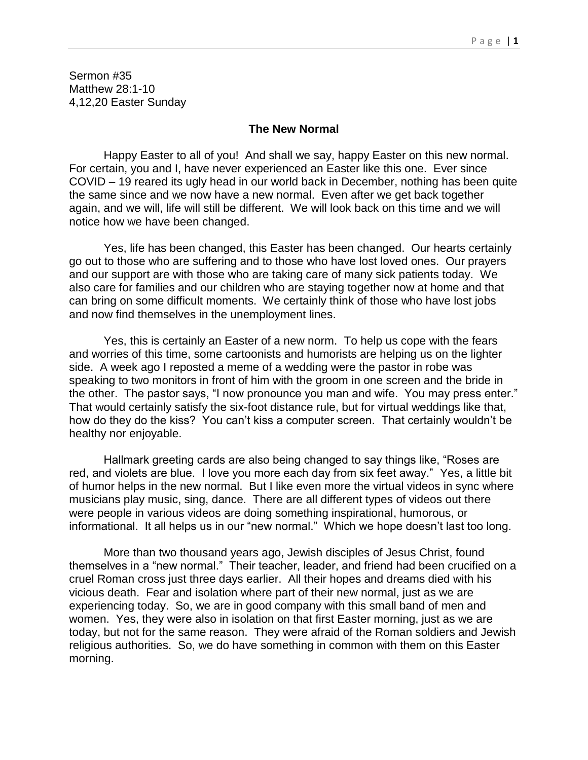Sermon #35
Matthew 28:1-10
4,12,20 Easter Sunday

**The New Normal**

Happy Easter to all of you! And shall we say, happy Easter on this new normal. For certain, you and I, have never experienced an Easter like this one. Ever since COVID – 19 reared its ugly head in our world back in December, nothing has been quite the same since and we now have a new normal. Even after we get back together again, and we will, life will still be different. We will look back on this time and we will notice how we have been changed.

Yes, life has been changed, this Easter has been changed. Our hearts certainly go out to those who are suffering and to those who have lost loved ones. Our prayers and our support are with those who are taking care of many sick patients today. We also care for families and our children who are staying together now at home and that can bring on some difficult moments. We certainly think of those who have lost jobs and now find themselves in the unemployment lines.

Yes, this is certainly an Easter of a new norm. To help us cope with the fears and worries of this time, some cartoonists and humorists are helping us on the lighter side. A week ago I reposted a meme of a wedding were the pastor in robe was speaking to two monitors in front of him with the groom in one screen and the bride in the other. The pastor says, "I now pronounce you man and wife. You may press enter." That would certainly satisfy the six-foot distance rule, but for virtual weddings like that, how do they do the kiss? You can't kiss a computer screen. That certainly wouldn't be healthy nor enjoyable.

Hallmark greeting cards are also being changed to say things like, "Roses are red, and violets are blue. I love you more each day from six feet away." Yes, a little bit of humor helps in the new normal. But I like even more the virtual videos in sync where musicians play music, sing, dance. There are all different types of videos out there were people in various videos are doing something inspirational, humorous, or informational. It all helps us in our "new normal." Which we hope doesn't last too long.

More than two thousand years ago, Jewish disciples of Jesus Christ, found themselves in a "new normal." Their teacher, leader, and friend had been crucified on a cruel Roman cross just three days earlier. All their hopes and dreams died with his vicious death. Fear and isolation where part of their new normal, just as we are experiencing today. So, we are in good company with this small band of men and women. Yes, they were also in isolation on that first Easter morning, just as we are today, but not for the same reason. They were afraid of the Roman soldiers and Jewish religious authorities. So, we do have something in common with them on this Easter morning.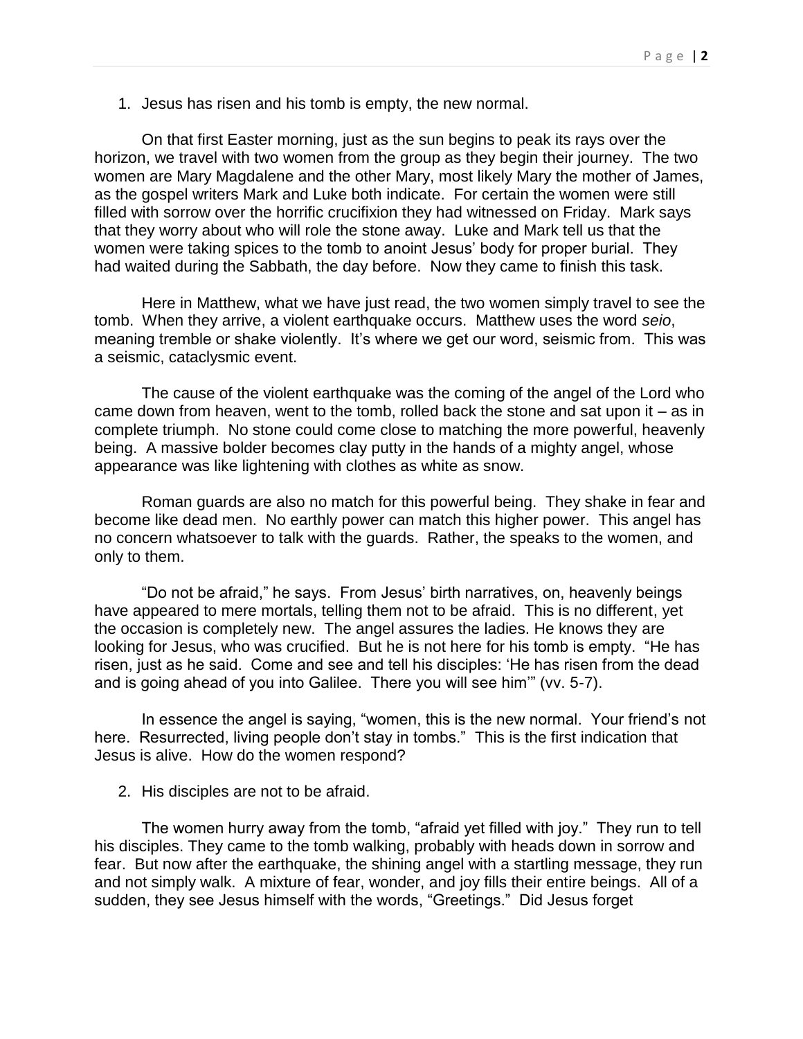1. Jesus has risen and his tomb is empty, the new normal.

On that first Easter morning, just as the sun begins to peak its rays over the horizon, we travel with two women from the group as they begin their journey. The two women are Mary Magdalene and the other Mary, most likely Mary the mother of James, as the gospel writers Mark and Luke both indicate. For certain the women were still filled with sorrow over the horrific crucifixion they had witnessed on Friday. Mark says that they worry about who will role the stone away. Luke and Mark tell us that the women were taking spices to the tomb to anoint Jesus' body for proper burial. They had waited during the Sabbath, the day before. Now they came to finish this task.

Here in Matthew, what we have just read, the two women simply travel to see the tomb. When they arrive, a violent earthquake occurs. Matthew uses the word *seio*, meaning tremble or shake violently. It's where we get our word, seismic from. This was a seismic, cataclysmic event.

The cause of the violent earthquake was the coming of the angel of the Lord who came down from heaven, went to the tomb, rolled back the stone and sat upon it – as in complete triumph. No stone could come close to matching the more powerful, heavenly being. A massive bolder becomes clay putty in the hands of a mighty angel, whose appearance was like lightening with clothes as white as snow.

Roman guards are also no match for this powerful being. They shake in fear and become like dead men. No earthly power can match this higher power. This angel has no concern whatsoever to talk with the guards. Rather, the speaks to the women, and only to them.

"Do not be afraid," he says. From Jesus' birth narratives, on, heavenly beings have appeared to mere mortals, telling them not to be afraid. This is no different, yet the occasion is completely new. The angel assures the ladies. He knows they are looking for Jesus, who was crucified. But he is not here for his tomb is empty. "He has risen, just as he said. Come and see and tell his disciples: 'He has risen from the dead and is going ahead of you into Galilee. There you will see him'" (vv. 5-7).

In essence the angel is saying, "women, this is the new normal. Your friend's not here. Resurrected, living people don't stay in tombs." This is the first indication that Jesus is alive. How do the women respond?

2. His disciples are not to be afraid.

The women hurry away from the tomb, "afraid yet filled with joy." They run to tell his disciples. They came to the tomb walking, probably with heads down in sorrow and fear. But now after the earthquake, the shining angel with a startling message, they run and not simply walk. A mixture of fear, wonder, and joy fills their entire beings. All of a sudden, they see Jesus himself with the words, "Greetings." Did Jesus forget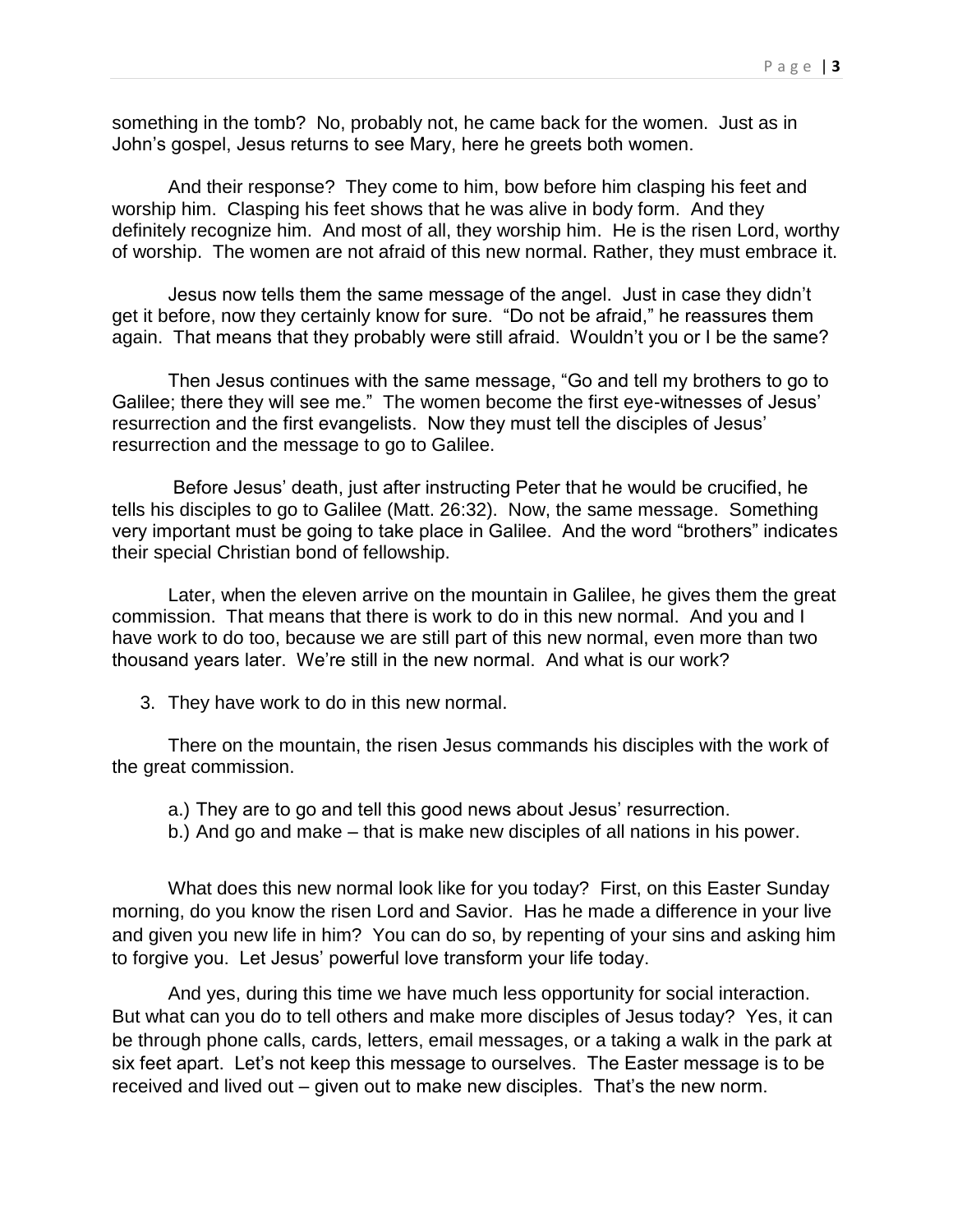something in the tomb? No, probably not, he came back for the women. Just as in John's gospel, Jesus returns to see Mary, here he greets both women.

And their response? They come to him, bow before him clasping his feet and worship him. Clasping his feet shows that he was alive in body form. And they definitely recognize him. And most of all, they worship him. He is the risen Lord, worthy of worship. The women are not afraid of this new normal. Rather, they must embrace it.

Jesus now tells them the same message of the angel. Just in case they didn't get it before, now they certainly know for sure. "Do not be afraid," he reassures them again. That means that they probably were still afraid. Wouldn't you or I be the same?

Then Jesus continues with the same message, "Go and tell my brothers to go to Galilee; there they will see me." The women become the first eye-witnesses of Jesus' resurrection and the first evangelists. Now they must tell the disciples of Jesus' resurrection and the message to go to Galilee.

Before Jesus' death, just after instructing Peter that he would be crucified, he tells his disciples to go to Galilee (Matt. 26:32). Now, the same message. Something very important must be going to take place in Galilee. And the word "brothers" indicates their special Christian bond of fellowship.

Later, when the eleven arrive on the mountain in Galilee, he gives them the great commission. That means that there is work to do in this new normal. And you and I have work to do too, because we are still part of this new normal, even more than two thousand years later. We're still in the new normal. And what is our work?

3. They have work to do in this new normal.

There on the mountain, the risen Jesus commands his disciples with the work of the great commission.

a.) They are to go and tell this good news about Jesus' resurrection.
b.) And go and make – that is make new disciples of all nations in his power.

What does this new normal look like for you today? First, on this Easter Sunday morning, do you know the risen Lord and Savior. Has he made a difference in your live and given you new life in him? You can do so, by repenting of your sins and asking him to forgive you. Let Jesus' powerful love transform your life today.

And yes, during this time we have much less opportunity for social interaction. But what can you do to tell others and make more disciples of Jesus today? Yes, it can be through phone calls, cards, letters, email messages, or a taking a walk in the park at six feet apart. Let's not keep this message to ourselves. The Easter message is to be received and lived out – given out to make new disciples. That's the new norm.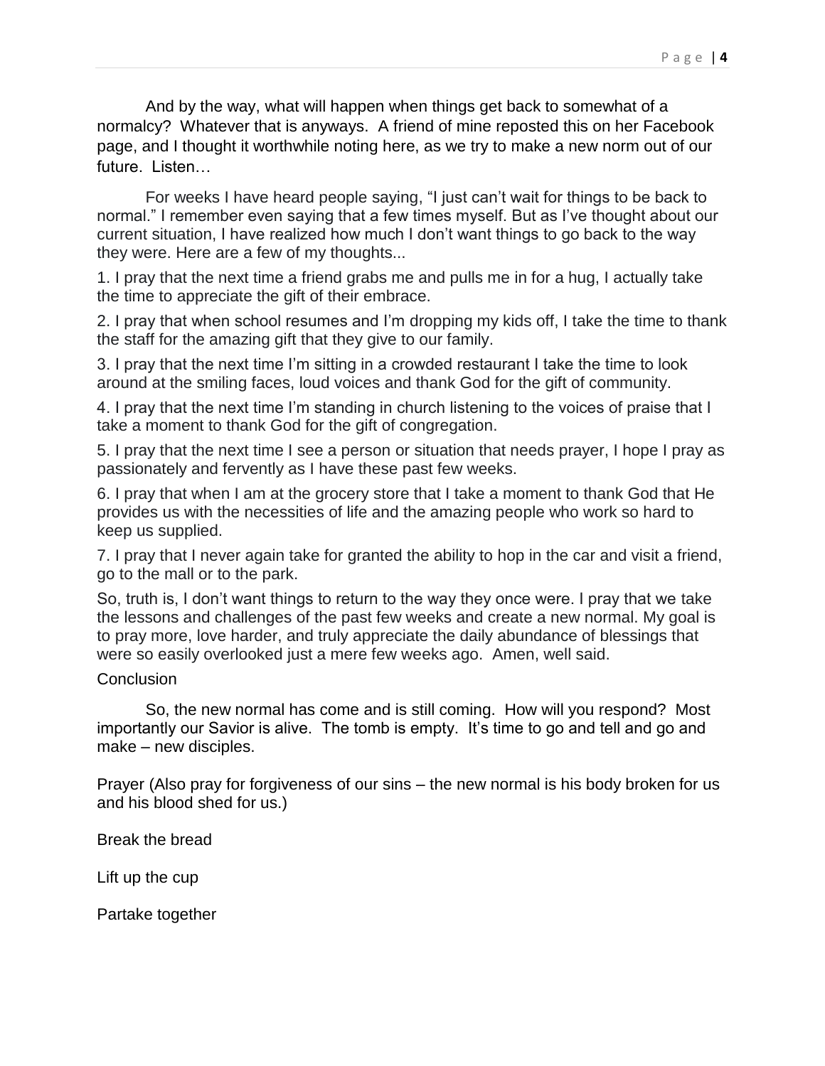And by the way, what will happen when things get back to somewhat of a normalcy? Whatever that is anyways. A friend of mine reposted this on her Facebook page, and I thought it worthwhile noting here, as we try to make a new norm out of our future. Listen…

For weeks I have heard people saying, "I just can't wait for things to be back to normal." I remember even saying that a few times myself. But as I've thought about our current situation, I have realized how much I don't want things to go back to the way they were. Here are a few of my thoughts...

1. I pray that the next time a friend grabs me and pulls me in for a hug, I actually take the time to appreciate the gift of their embrace.
2. I pray that when school resumes and I'm dropping my kids off, I take the time to thank the staff for the amazing gift that they give to our family.
3. I pray that the next time I'm sitting in a crowded restaurant I take the time to look around at the smiling faces, loud voices and thank God for the gift of community.
4. I pray that the next time I'm standing in church listening to the voices of praise that I take a moment to thank God for the gift of congregation.
5. I pray that the next time I see a person or situation that needs prayer, I hope I pray as passionately and fervently as I have these past few weeks.
6. I pray that when I am at the grocery store that I take a moment to thank God that He provides us with the necessities of life and the amazing people who work so hard to keep us supplied.
7. I pray that I never again take for granted the ability to hop in the car and visit a friend, go to the mall or to the park.

So, truth is, I don't want things to return to the way they once were. I pray that we take the lessons and challenges of the past few weeks and create a new normal. My goal is to pray more, love harder, and truly appreciate the daily abundance of blessings that were so easily overlooked just a mere few weeks ago. Amen, well said.

Conclusion

So, the new normal has come and is still coming. How will you respond? Most importantly our Savior is alive. The tomb is empty. It's time to go and tell and go and make – new disciples.

Prayer (Also pray for forgiveness of our sins – the new normal is his body broken for us and his blood shed for us.)

Break the bread

Lift up the cup

Partake together